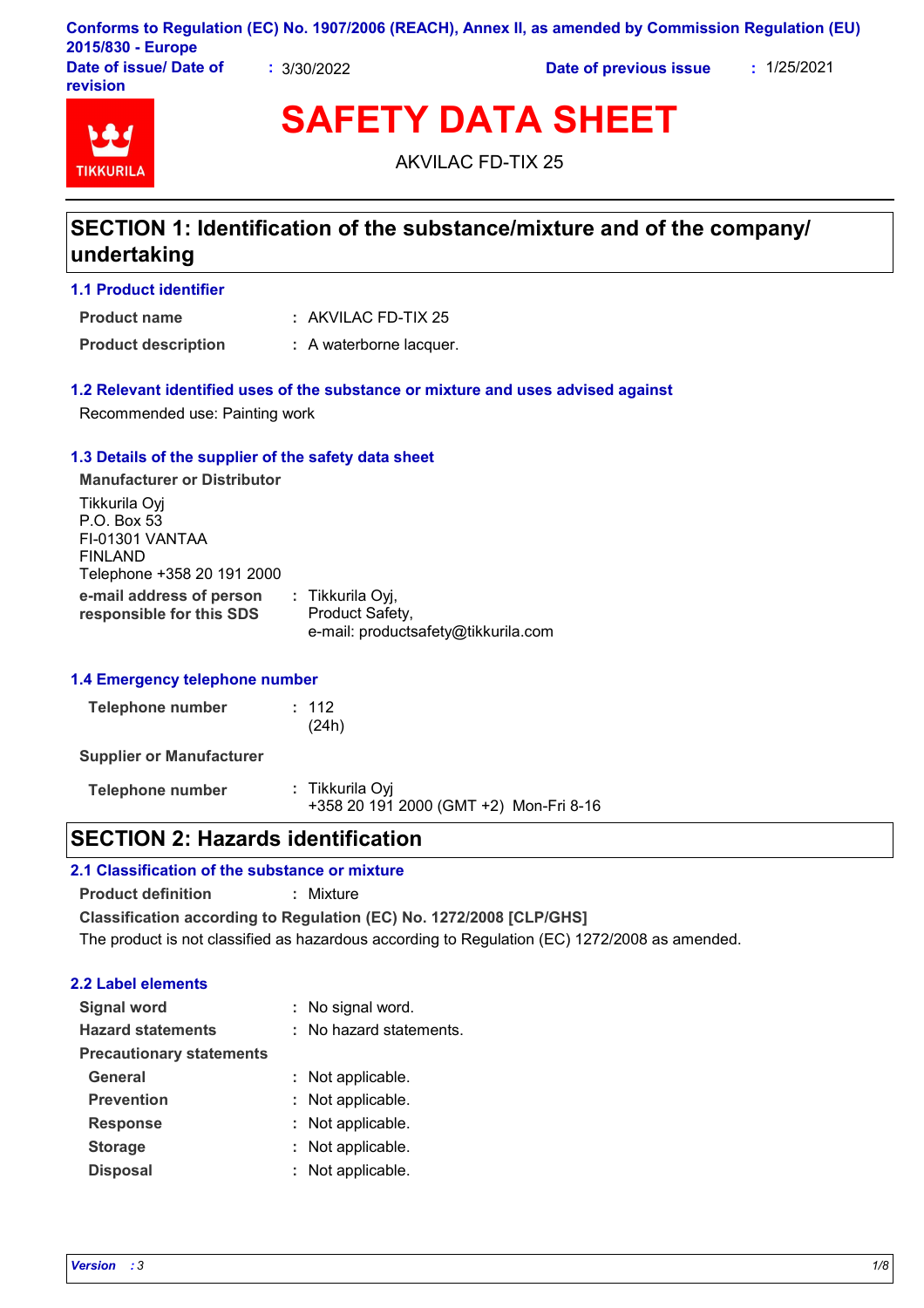Conforms to Regulation (EC) No. 1907/2006 (REACH), Annex II, as amended by Commission Regulation (EU) 2015/830 - Europe

**Date of issue/ Date of revision** : 3/30/2022 **Date of previous issue** : 1/25/2021

TIKKURILA

# SAFETY DATA SHEET

AKVILAC FD-TIX 25

## SECTION 1: Identification of the substance/mixture and of the company/ undertaking

### 1.1 Product identifier

**Product name** : AKVILAC FD-TIX 25

**Product description** : A waterborne lacquer.

### 1.2 Relevant identified uses of the substance or mixture and uses advised against

Recommended use: Painting work

### 1.3 Details of the supplier of the safety data sheet

**Manufacturer or Distributor**

Tikkurila Oyj
P.O. Box 53
FI-01301 VANTAA
FINLAND
Telephone +358 20 191 2000

**e-mail address of person responsible for this SDS** : Tikkurila Oyj,
Product Safety,
e-mail: productsafety@tikkurila.com

### 1.4 Emergency telephone number

**Telephone number** : 112
(24h)

**Supplier or Manufacturer**

**Telephone number** : Tikkurila Oyj
+358 20 191 2000 (GMT +2) Mon-Fri 8-16

## SECTION 2: Hazards identification

### 2.1 Classification of the substance or mixture

**Product definition** : Mixture

**Classification according to Regulation (EC) No. 1272/2008 [CLP/GHS]**

The product is not classified as hazardous according to Regulation (EC) 1272/2008 as amended.

### 2.2 Label elements

**Signal word** : No signal word.

**Hazard statements** : No hazard statements.

**Precautionary statements**

**General** : Not applicable.

**Prevention** : Not applicable.

**Response** : Not applicable.

**Storage** : Not applicable.

**Disposal** : Not applicable.

*Version : 3*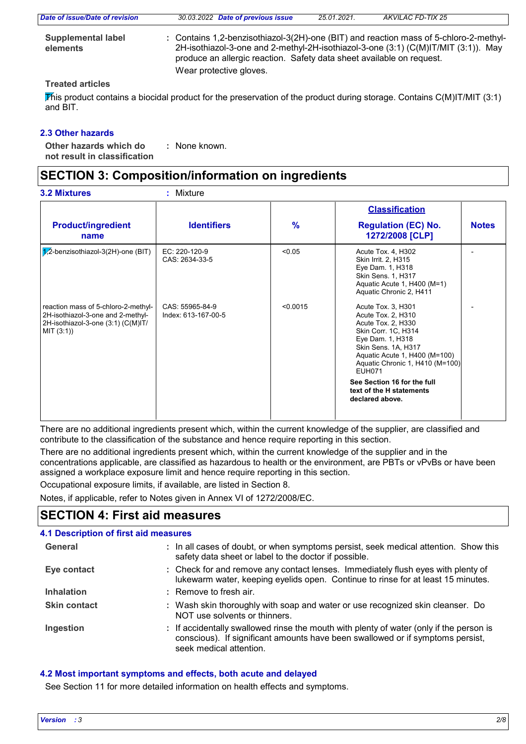**Supplemental label elements** : Contains 1,2-benzisothiazol-3(2H)-one (BIT) and reaction mass of 5-chloro-2-methyl-2H-isothiazol-3-one and 2-methyl-2H-isothiazol-3-one (3:1) (C(M)IT/MIT (3:1)). May produce an allergic reaction. Safety data sheet available on request.
Wear protective gloves.

**Treated articles**

This product contains a biocidal product for the preservation of the product during storage. Contains C(M)IT/MIT (3:1) and BIT.

### 2.3 Other hazards

**Other hazards which do not result in classification** : None known.

## SECTION 3: Composition/information on ingredients

### 3.2 Mixtures : Mixture

| Product/ingredient name | Identifiers | % | Classification Regulation (EC) No. 1272/2008 [CLP] | Notes |
|---|---|---|---|---|
| 1,2-benzisothiazol-3(2H)-one (BIT) | EC: 220-120-9<br>CAS: 2634-33-5 | <0.05 | Acute Tox. 4, H302<br>Skin Irrit. 2, H315<br>Eye Dam. 1, H318<br>Skin Sens. 1, H317<br>Aquatic Acute 1, H400 (M=1)<br>Aquatic Chronic 2, H411 | - |
| reaction mass of 5-chloro-2-methyl-2H-isothiazol-3-one and 2-methyl-2H-isothiazol-3-one (3:1) (C(M)IT/MIT (3:1)) | CAS: 55965-84-9<br>Index: 613-167-00-5 | <0.0015 | Acute Tox. 3, H301<br>Acute Tox. 2, H310<br>Acute Tox. 2, H330<br>Skin Corr. 1C, H314<br>Eye Dam. 1, H318<br>Skin Sens. 1A, H317<br>Aquatic Acute 1, H400 (M=100)<br>Aquatic Chronic 1, H410 (M=100)<br>EUH071<br>**See Section 16 for the full text of the H statements declared above.** | - |

There are no additional ingredients present which, within the current knowledge of the supplier, are classified and contribute to the classification of the substance and hence require reporting in this section.

There are no additional ingredients present which, within the current knowledge of the supplier and in the concentrations applicable, are classified as hazardous to health or the environment, are PBTs or vPvBs or have been assigned a workplace exposure limit and hence require reporting in this section.

Occupational exposure limits, if available, are listed in Section 8.

Notes, if applicable, refer to Notes given in Annex VI of 1272/2008/EC.

## SECTION 4: First aid measures

### 4.1 Description of first aid measures

**General** : In all cases of doubt, or when symptoms persist, seek medical attention. Show this safety data sheet or label to the doctor if possible.

**Eye contact** : Check for and remove any contact lenses. Immediately flush eyes with plenty of lukewarm water, keeping eyelids open. Continue to rinse for at least 15 minutes.

**Inhalation** : Remove to fresh air.

**Skin contact** : Wash skin thoroughly with soap and water or use recognized skin cleanser. Do NOT use solvents or thinners.

**Ingestion** : If accidentally swallowed rinse the mouth with plenty of water (only if the person is conscious). If significant amounts have been swallowed or if symptoms persist, seek medical attention.

### 4.2 Most important symptoms and effects, both acute and delayed

See Section 11 for more detailed information on health effects and symptoms.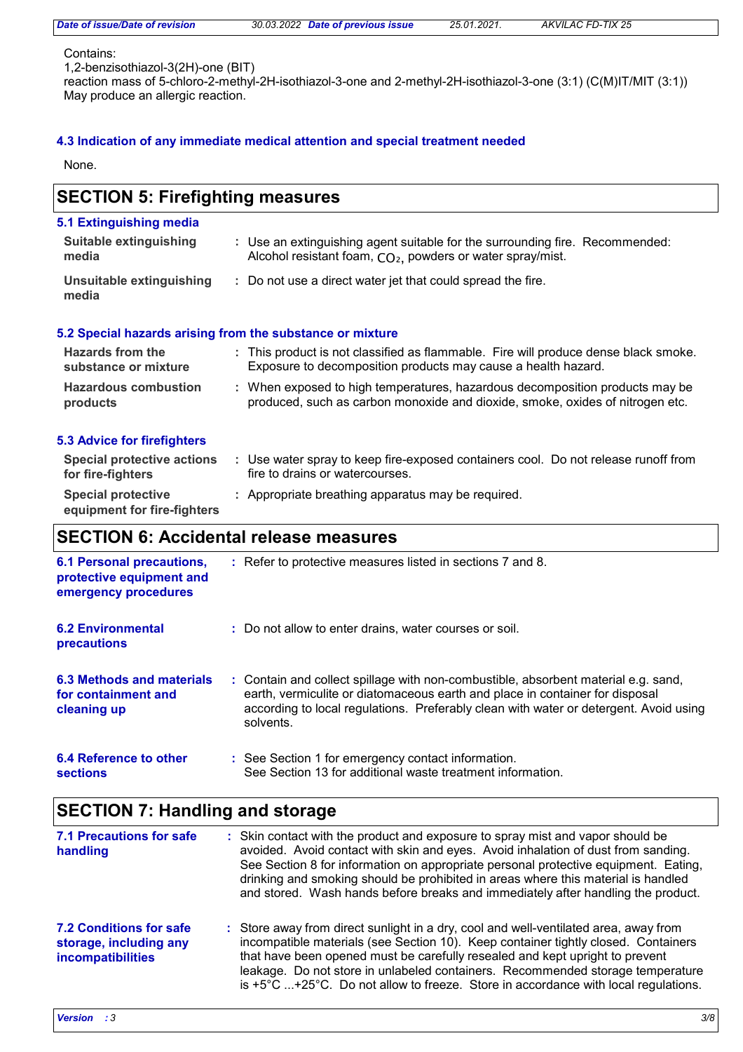Contains:
1,2-benzisothiazol-3(2H)-one (BIT)
reaction mass of 5-chloro-2-methyl-2H-isothiazol-3-one and 2-methyl-2H-isothiazol-3-one (3:1) (C(M)IT/MIT (3:1))
May produce an allergic reaction.

### 4.3 Indication of any immediate medical attention and special treatment needed

None.

## SECTION 5: Firefighting measures

### 5.1 Extinguishing media

**Suitable extinguishing media** : Use an extinguishing agent suitable for the surrounding fire. Recommended: Alcohol resistant foam, $CO_2$, powders or water spray/mist.

**Unsuitable extinguishing media** : Do not use a direct water jet that could spread the fire.

### 5.2 Special hazards arising from the substance or mixture

**Hazards from the substance or mixture** : This product is not classified as flammable. Fire will produce dense black smoke. Exposure to decomposition products may cause a health hazard.

**Hazardous combustion products** : When exposed to high temperatures, hazardous decomposition products may be produced, such as carbon monoxide and dioxide, smoke, oxides of nitrogen etc.

### 5.3 Advice for firefighters

**Special protective actions for fire-fighters** : Use water spray to keep fire-exposed containers cool. Do not release runoff from fire to drains or watercourses.

**Special protective equipment for fire-fighters** : Appropriate breathing apparatus may be required.

## SECTION 6: Accidental release measures

**6.1 Personal precautions, protective equipment and emergency procedures** : Refer to protective measures listed in sections 7 and 8.

**6.2 Environmental precautions** : Do not allow to enter drains, water courses or soil.

**6.3 Methods and materials for containment and cleaning up** : Contain and collect spillage with non-combustible, absorbent material e.g. sand, earth, vermiculite or diatomaceous earth and place in container for disposal according to local regulations. Preferably clean with water or detergent. Avoid using solvents.

**6.4 Reference to other sections** : See Section 1 for emergency contact information.
See Section 13 for additional waste treatment information.

## SECTION 7: Handling and storage

**7.1 Precautions for safe handling** : Skin contact with the product and exposure to spray mist and vapor should be avoided. Avoid contact with skin and eyes. Avoid inhalation of dust from sanding. See Section 8 for information on appropriate personal protective equipment. Eating, drinking and smoking should be prohibited in areas where this material is handled and stored. Wash hands before breaks and immediately after handling the product.

**7.2 Conditions for safe storage, including any incompatibilities** : Store away from direct sunlight in a dry, cool and well-ventilated area, away from incompatible materials (see Section 10). Keep container tightly closed. Containers that have been opened must be carefully resealed and kept upright to prevent leakage. Do not store in unlabeled containers. Recommended storage temperature is +5°C ...+25°C. Do not allow to freeze. Store in accordance with local regulations.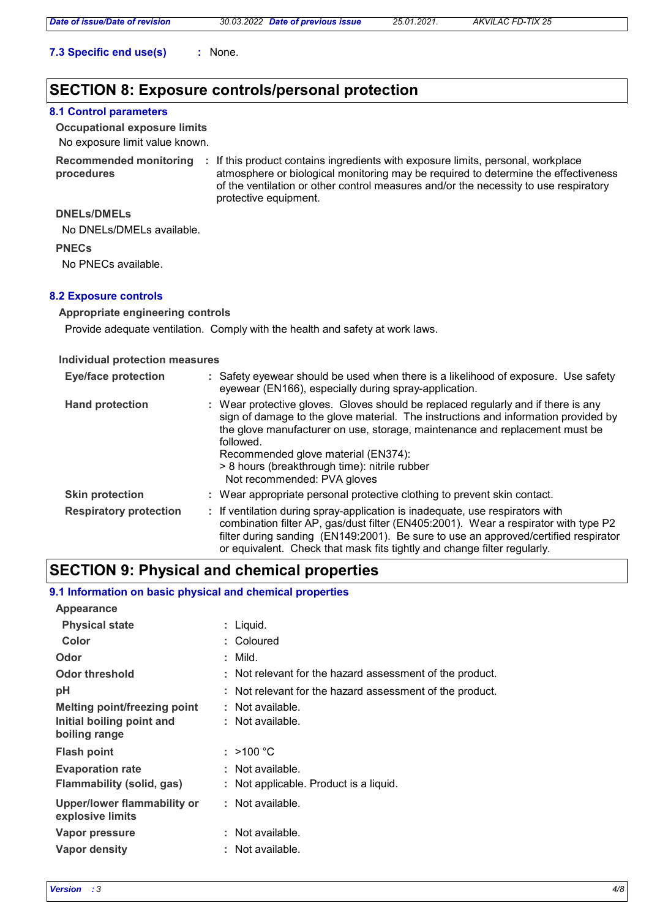**7.3 Specific end use(s)** : None.

## SECTION 8: Exposure controls/personal protection

### 8.1 Control parameters

**Occupational exposure limits**

No exposure limit value known.

**Recommended monitoring procedures** : If this product contains ingredients with exposure limits, personal, workplace atmosphere or biological monitoring may be required to determine the effectiveness of the ventilation or other control measures and/or the necessity to use respiratory protective equipment.

**DNELs/DMELs**

No DNELs/DMELs available.

**PNECs**

No PNECs available.

### 8.2 Exposure controls

**Appropriate engineering controls**

Provide adequate ventilation. Comply with the health and safety at work laws.

**Individual protection measures**

**Eye/face protection** : Safety eyewear should be used when there is a likelihood of exposure. Use safety eyewear (EN166), especially during spray-application.

**Hand protection** : Wear protective gloves. Gloves should be replaced regularly and if there is any sign of damage to the glove material. The instructions and information provided by the glove manufacturer on use, storage, maintenance and replacement must be followed.
Recommended glove material (EN374):
> 8 hours (breakthrough time): nitrile rubber
Not recommended: PVA gloves

**Skin protection** : Wear appropriate personal protective clothing to prevent skin contact.

**Respiratory protection** : If ventilation during spray-application is inadequate, use respirators with combination filter AP, gas/dust filter (EN405:2001). Wear a respirator with type P2 filter during sanding (EN149:2001). Be sure to use an approved/certified respirator or equivalent. Check that mask fits tightly and change filter regularly.

## SECTION 9: Physical and chemical properties

### 9.1 Information on basic physical and chemical properties

**Appearance**

**Physical state** : Liquid.

**Color** : Coloured

**Odor** : Mild.

**Odor threshold** : Not relevant for the hazard assessment of the product.

**pH** : Not relevant for the hazard assessment of the product.

**Melting point/freezing point** : Not available.

**Initial boiling point and boiling range** : Not available.

**Flash point** : >100 °C

**Evaporation rate** : Not available.

**Flammability (solid, gas)** : Not applicable. Product is a liquid.

**Upper/lower flammability or explosive limits** : Not available.

**Vapor pressure** : Not available.

**Vapor density** : Not available.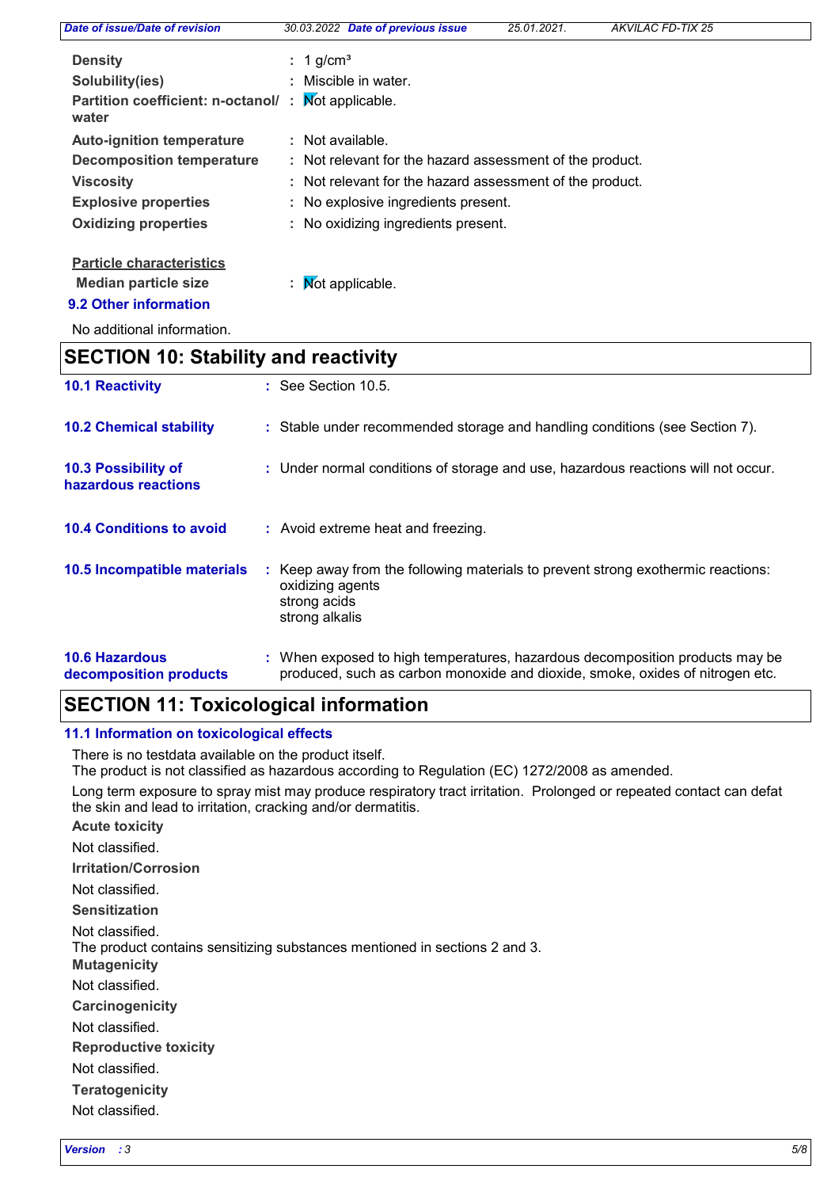| | | |
|---|---|---|
| **Density** | : | 1 g/cm³ |
| **Solubility(ies)** | : | Miscible in water. |
| **Partition coefficient: n-octanol/ water** | : | Not applicable. |
| **Auto-ignition temperature** | : | Not available. |
| **Decomposition temperature** | : | Not relevant for the hazard assessment of the product. |
| **Viscosity** | : | Not relevant for the hazard assessment of the product. |
| **Explosive properties** | : | No explosive ingredients present. |
| **Oxidizing properties** | : | No oxidizing ingredients present. |

**Particle characteristics**

| | | |
|---|---|---|
| **Median particle size** | : | Not applicable. |

### 9.2 Other information

No additional information.

## SECTION 10: Stability and reactivity

**10.1 Reactivity** : See Section 10.5.

**10.2 Chemical stability** : Stable under recommended storage and handling conditions (see Section 7).

**10.3 Possibility of hazardous reactions** : Under normal conditions of storage and use, hazardous reactions will not occur.

**10.4 Conditions to avoid** : Avoid extreme heat and freezing.

**10.5 Incompatible materials** : Keep away from the following materials to prevent strong exothermic reactions:
oxidizing agents
strong acids
strong alkalis

**10.6 Hazardous decomposition products** : When exposed to high temperatures, hazardous decomposition products may be produced, such as carbon monoxide and dioxide, smoke, oxides of nitrogen etc.

## SECTION 11: Toxicological information

### 11.1 Information on toxicological effects

There is no testdata available on the product itself.
The product is not classified as hazardous according to Regulation (EC) 1272/2008 as amended.

Long term exposure to spray mist may produce respiratory tract irritation. Prolonged or repeated contact can defat the skin and lead to irritation, cracking and/or dermatitis.

**Acute toxicity**

Not classified.

**Irritation/Corrosion**

Not classified.

**Sensitization**

Not classified.
The product contains sensitizing substances mentioned in sections 2 and 3.

**Mutagenicity**

Not classified.

**Carcinogenicity**

Not classified.

**Reproductive toxicity**

Not classified.

**Teratogenicity**

Not classified.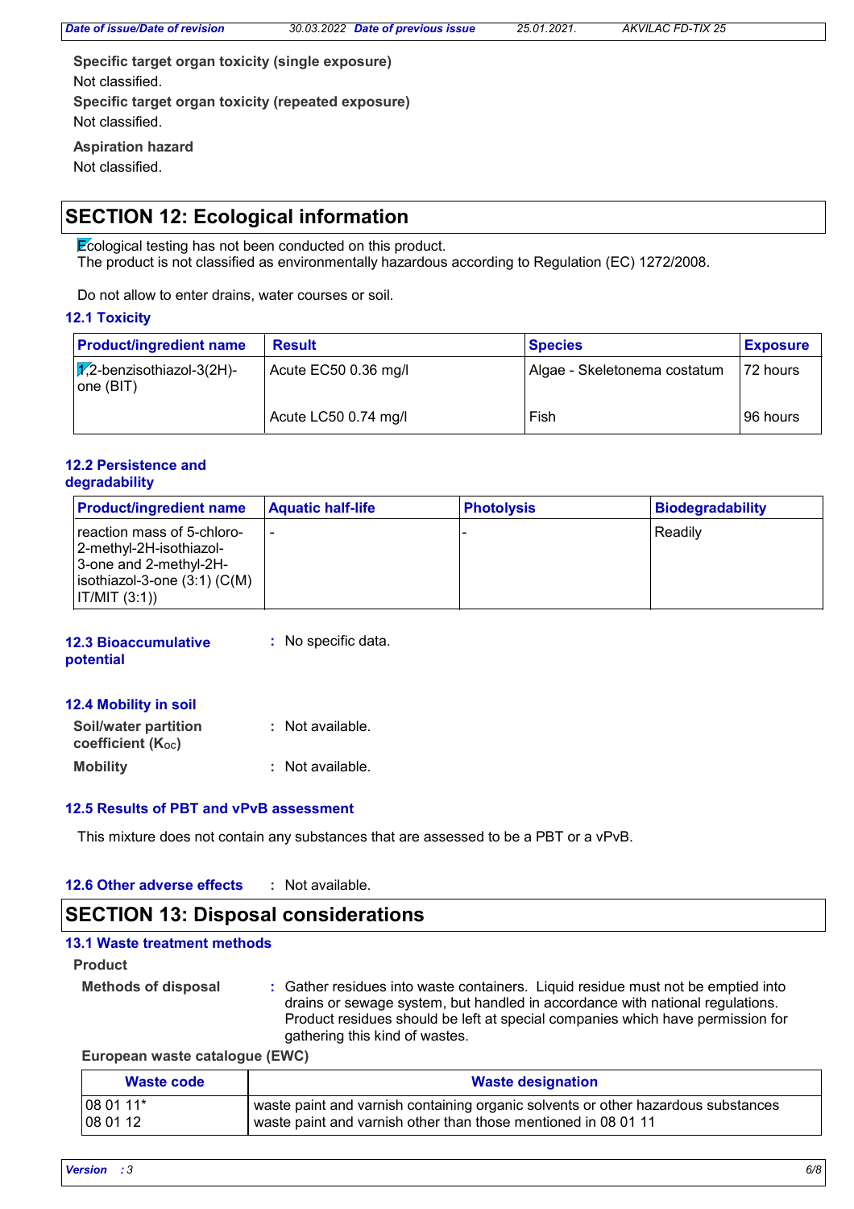**Specific target organ toxicity (single exposure)**

Not classified.

**Specific target organ toxicity (repeated exposure)**

Not classified.

**Aspiration hazard**

Not classified.

## SECTION 12: Ecological information

Ecological testing has not been conducted on this product.
The product is not classified as environmentally hazardous according to Regulation (EC) 1272/2008.

Do not allow to enter drains, water courses or soil.

### 12.1 Toxicity

| Product/ingredient name | Result | Species | Exposure |
|---|---|---|---|
| 1,2-benzisothiazol-3(2H)-one (BIT) | Acute EC50 0.36 mg/l | Algae - Skeletonema costatum | 72 hours |
| | Acute LC50 0.74 mg/l | Fish | 96 hours |

### 12.2 Persistence and degradability

| Product/ingredient name | Aquatic half-life | Photolysis | Biodegradability |
|---|---|---|---|
| reaction mass of 5-chloro-2-methyl-2H-isothiazol-3-one and 2-methyl-2H-isothiazol-3-one (3:1) (C(M) IT/MIT (3:1)) | - | - | Readily |

**12.3 Bioaccumulative potential** : No specific data.

### 12.4 Mobility in soil

**Soil/water partition coefficient ($K_{OC}$)** : Not available.

**Mobility** : Not available.

### 12.5 Results of PBT and vPvB assessment

This mixture does not contain any substances that are assessed to be a PBT or a vPvB.

**12.6 Other adverse effects** : Not available.

## SECTION 13: Disposal considerations

### 13.1 Waste treatment methods

**Product**

**Methods of disposal** : Gather residues into waste containers. Liquid residue must not be emptied into drains or sewage system, but handled in accordance with national regulations. Product residues should be left at special companies which have permission for gathering this kind of wastes.

**European waste catalogue (EWC)**

| Waste code | Waste designation |
|---|---|
| 08 01 11* | waste paint and varnish containing organic solvents or other hazardous substances |
| 08 01 12 | waste paint and varnish other than those mentioned in 08 01 11 |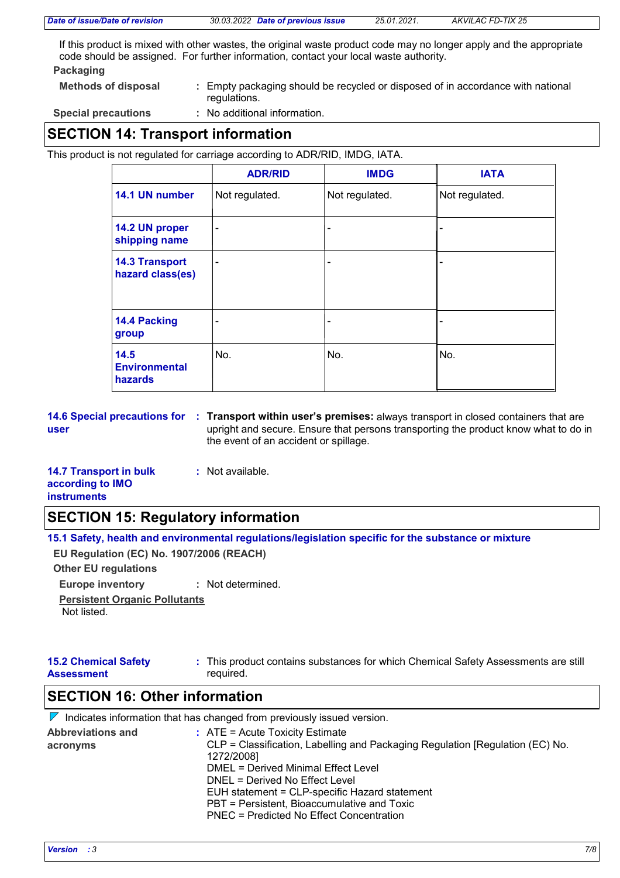If this product is mixed with other wastes, the original waste product code may no longer apply and the appropriate code should be assigned. For further information, contact your local waste authority.

**Packaging**

**Methods of disposal** : Empty packaging should be recycled or disposed of in accordance with national regulations.

**Special precautions** : No additional information.

## SECTION 14: Transport information

This product is not regulated for carriage according to ADR/RID, IMDG, IATA.

| | ADR/RID | IMDG | IATA |
|---|---|---|---|
| **14.1 UN number** | Not regulated. | Not regulated. | Not regulated. |
| **14.2 UN proper shipping name** | - | - | - |
| **14.3 Transport hazard class(es)** | - | - | - |
| **14.4 Packing group** | - | - | - |
| **14.5 Environmental hazards** | No. | No. | No. |

**14.6 Special precautions for user** : **Transport within user's premises:** always transport in closed containers that are upright and secure. Ensure that persons transporting the product know what to do in the event of an accident or spillage.

**14.7 Transport in bulk according to IMO instruments** : Not available.

## SECTION 15: Regulatory information

### 15.1 Safety, health and environmental regulations/legislation specific for the substance or mixture

**EU Regulation (EC) No. 1907/2006 (REACH)**

**Other EU regulations**

**Europe inventory** : Not determined.

Persistent Organic Pollutants

Not listed.

**15.2 Chemical Safety Assessment** : This product contains substances for which Chemical Safety Assessments are still required.

## SECTION 16: Other information

Indicates information that has changed from previously issued version.

**Abbreviations and acronyms** :
ATE = Acute Toxicity Estimate
CLP = Classification, Labelling and Packaging Regulation [Regulation (EC) No. 1272/2008]
DMEL = Derived Minimal Effect Level
DNEL = Derived No Effect Level
EUH statement = CLP-specific Hazard statement
PBT = Persistent, Bioaccumulative and Toxic
PNEC = Predicted No Effect Concentration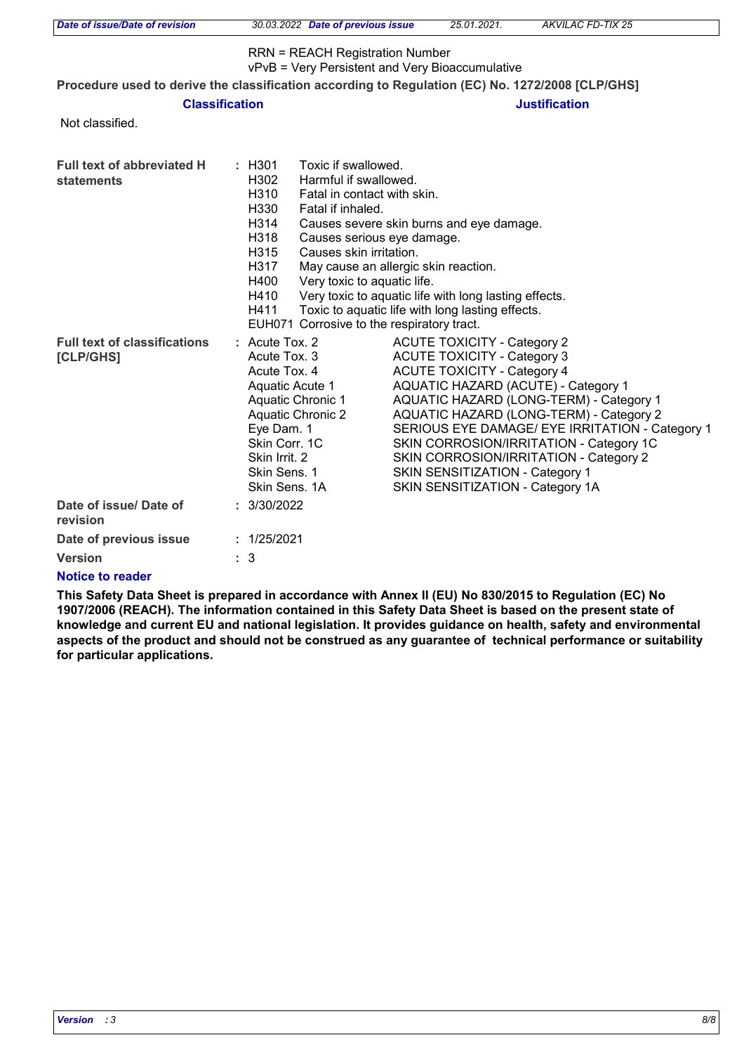RRN = REACH Registration Number
vPvB = Very Persistent and Very Bioaccumulative

**Procedure used to derive the classification according to Regulation (EC) No. 1272/2008 [CLP/GHS]**

| Classification | Justification |
| --- | --- |
| Not classified. | |

**Full text of abbreviated H statements**

| | |
| --- | --- |
| H301 | Toxic if swallowed. |
| H302 | Harmful if swallowed. |
| H310 | Fatal in contact with skin. |
| H330 | Fatal if inhaled. |
| H314 | Causes severe skin burns and eye damage. |
| H318 | Causes serious eye damage. |
| H315 | Causes skin irritation. |
| H317 | May cause an allergic skin reaction. |
| H400 | Very toxic to aquatic life. |
| H410 | Very toxic to aquatic life with long lasting effects. |
| H411 | Toxic to aquatic life with long lasting effects. |
| EUH071 | Corrosive to the respiratory tract. |

**Full text of classifications [CLP/GHS]**

| | |
| --- | --- |
| Acute Tox. 2 | ACUTE TOXICITY - Category 2 |
| Acute Tox. 3 | ACUTE TOXICITY - Category 3 |
| Acute Tox. 4 | ACUTE TOXICITY - Category 4 |
| Aquatic Acute 1 | AQUATIC HAZARD (ACUTE) - Category 1 |
| Aquatic Chronic 1 | AQUATIC HAZARD (LONG-TERM) - Category 1 |
| Aquatic Chronic 2 | AQUATIC HAZARD (LONG-TERM) - Category 2 |
| Eye Dam. 1 | SERIOUS EYE DAMAGE/ EYE IRRITATION - Category 1 |
| Skin Corr. 1C | SKIN CORROSION/IRRITATION - Category 1C |
| Skin Irrit. 2 | SKIN CORROSION/IRRITATION - Category 2 |
| Skin Sens. 1 | SKIN SENSITIZATION - Category 1 |
| Skin Sens. 1A | SKIN SENSITIZATION - Category 1A |

**Date of issue/ Date of revision** : 3/30/2022

**Date of previous issue** : 1/25/2021

**Version** : 3

## Notice to reader

**This Safety Data Sheet is prepared in accordance with Annex II (EU) No 830/2015 to Regulation (EC) No 1907/2006 (REACH). The information contained in this Safety Data Sheet is based on the present state of knowledge and current EU and national legislation. It provides guidance on health, safety and environmental aspects of the product and should not be construed as any guarantee of technical performance or suitability for particular applications.**